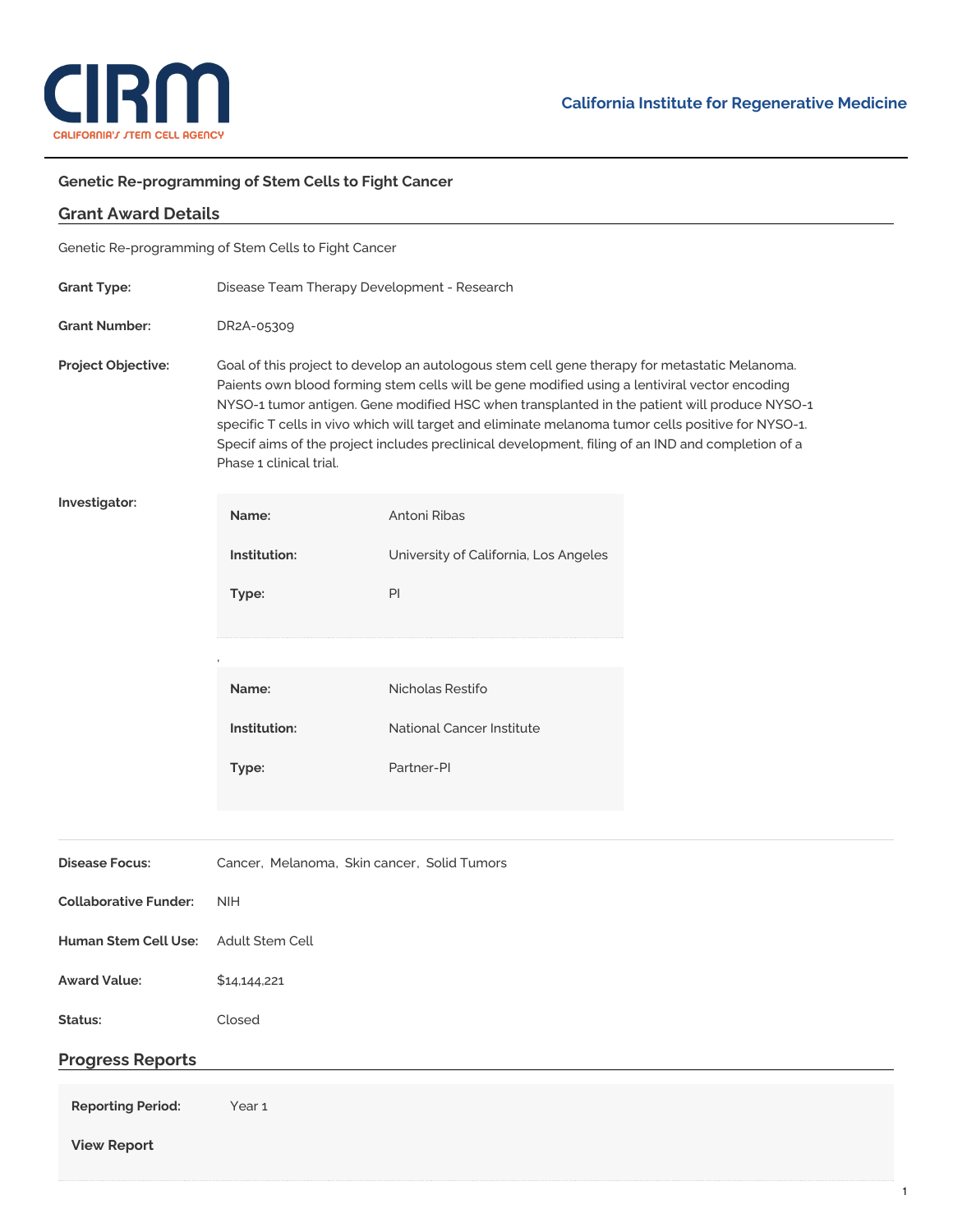# Genetic Re-programming of Stem Cells to Fight Cancer

## Grant Award Details

Genetic Re-programming of Stem Cells to Fight Cancer

**Grant Type:** Disease Team Therapy Development - Research

**Grant Number:** DR2A-05309

**Project Objective:** Goal of this project to develop an autologous stem cell gene therapy for metastatic Melanoma. Paients own blood forming stem cells will be gene modified using a lentiviral vector encoding NYSO-1 tumor antigen. Gene modified HSC when transplanted in the patient will produce NYSO-1 specific T cells in vivo which will target and eliminate melanoma tumor cells positive for NYSO-1. Specif aims of the project includes preclinical development, filing of an IND and completion of a Phase 1 clinical trial.

**Investigator:**

| | |
|---|---|
| **Name:** | Antoni Ribas |
| **Institution:** | University of California, Los Angeles |
| **Type:** | PI |

| | |
|---|---|
| **Name:** | Nicholas Restifo |
| **Institution:** | National Cancer Institute |
| **Type:** | Partner-PI |

**Disease Focus:** Cancer, Melanoma, Skin cancer, Solid Tumors

**Collaborative Funder:** NIH

**Human Stem Cell Use:** Adult Stem Cell

**Award Value:** $14,144,221

**Status:** Closed

## Progress Reports

**Reporting Period:** Year 1

**View Report**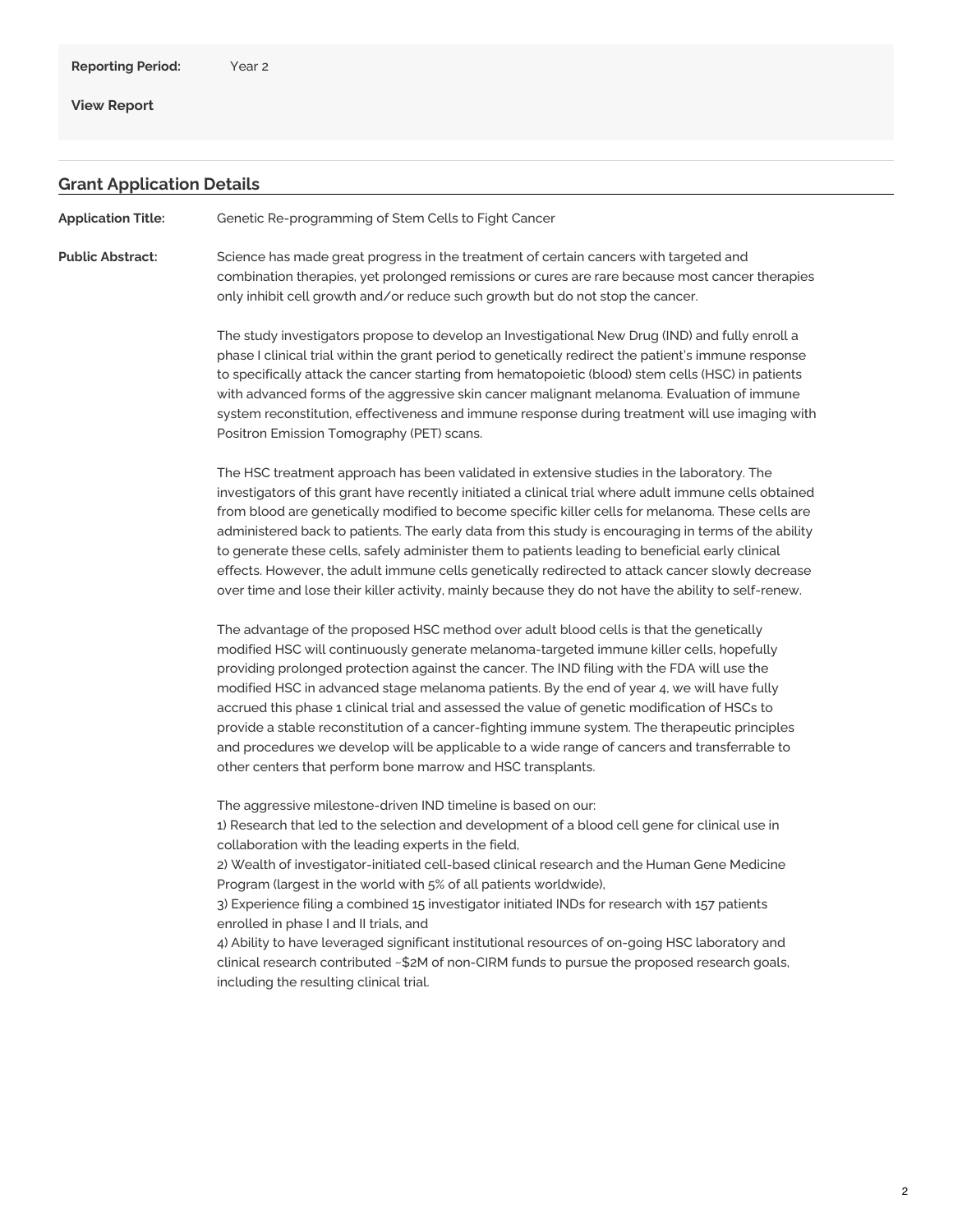**Reporting Period:** Year 2

**View Report**

## Grant Application Details

**Application Title:** Genetic Re-programming of Stem Cells to Fight Cancer

**Public Abstract:**

Science has made great progress in the treatment of certain cancers with targeted and combination therapies, yet prolonged remissions or cures are rare because most cancer therapies only inhibit cell growth and/or reduce such growth but do not stop the cancer.

The study investigators propose to develop an Investigational New Drug (IND) and fully enroll a phase I clinical trial within the grant period to genetically redirect the patient's immune response to specifically attack the cancer starting from hematopoietic (blood) stem cells (HSC) in patients with advanced forms of the aggressive skin cancer malignant melanoma. Evaluation of immune system reconstitution, effectiveness and immune response during treatment will use imaging with Positron Emission Tomography (PET) scans.

The HSC treatment approach has been validated in extensive studies in the laboratory. The investigators of this grant have recently initiated a clinical trial where adult immune cells obtained from blood are genetically modified to become specific killer cells for melanoma. These cells are administered back to patients. The early data from this study is encouraging in terms of the ability to generate these cells, safely administer them to patients leading to beneficial early clinical effects. However, the adult immune cells genetically redirected to attack cancer slowly decrease over time and lose their killer activity, mainly because they do not have the ability to self-renew.

The advantage of the proposed HSC method over adult blood cells is that the genetically modified HSC will continuously generate melanoma-targeted immune killer cells, hopefully providing prolonged protection against the cancer. The IND filing with the FDA will use the modified HSC in advanced stage melanoma patients. By the end of year 4, we will have fully accrued this phase 1 clinical trial and assessed the value of genetic modification of HSCs to provide a stable reconstitution of a cancer-fighting immune system. The therapeutic principles and procedures we develop will be applicable to a wide range of cancers and transferrable to other centers that perform bone marrow and HSC transplants.

The aggressive milestone-driven IND timeline is based on our:
1) Research that led to the selection and development of a blood cell gene for clinical use in collaboration with the leading experts in the field,
2) Wealth of investigator-initiated cell-based clinical research and the Human Gene Medicine Program (largest in the world with 5% of all patients worldwide),
3) Experience filing a combined 15 investigator initiated INDs for research with 157 patients enrolled in phase I and II trials, and
4) Ability to have leveraged significant institutional resources of on-going HSC laboratory and clinical research contributed ~$2M of non-CIRM funds to pursue the proposed research goals, including the resulting clinical trial.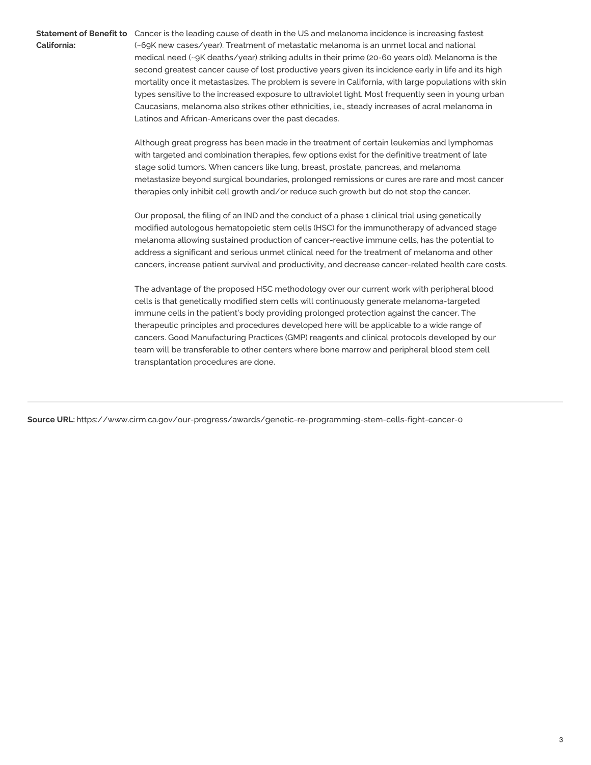**Statement of Benefit to California:**

Cancer is the leading cause of death in the US and melanoma incidence is increasing fastest (~69K new cases/year). Treatment of metastatic melanoma is an unmet local and national medical need (~9K deaths/year) striking adults in their prime (20-60 years old). Melanoma is the second greatest cancer cause of lost productive years given its incidence early in life and its high mortality once it metastasizes. The problem is severe in California, with large populations with skin types sensitive to the increased exposure to ultraviolet light. Most frequently seen in young urban Caucasians, melanoma also strikes other ethnicities, i.e., steady increases of acral melanoma in Latinos and African-Americans over the past decades.

Although great progress has been made in the treatment of certain leukemias and lymphomas with targeted and combination therapies, few options exist for the definitive treatment of late stage solid tumors. When cancers like lung, breast, prostate, pancreas, and melanoma metastasize beyond surgical boundaries, prolonged remissions or cures are rare and most cancer therapies only inhibit cell growth and/or reduce such growth but do not stop the cancer.

Our proposal, the filing of an IND and the conduct of a phase 1 clinical trial using genetically modified autologous hematopoietic stem cells (HSC) for the immunotherapy of advanced stage melanoma allowing sustained production of cancer-reactive immune cells, has the potential to address a significant and serious unmet clinical need for the treatment of melanoma and other cancers, increase patient survival and productivity, and decrease cancer-related health care costs.

The advantage of the proposed HSC methodology over our current work with peripheral blood cells is that genetically modified stem cells will continuously generate melanoma-targeted immune cells in the patient's body providing prolonged protection against the cancer. The therapeutic principles and procedures developed here will be applicable to a wide range of cancers. Good Manufacturing Practices (GMP) reagents and clinical protocols developed by our team will be transferable to other centers where bone marrow and peripheral blood stem cell transplantation procedures are done.

---

**Source URL:** https://www.cirm.ca.gov/our-progress/awards/genetic-re-programming-stem-cells-fight-cancer-0